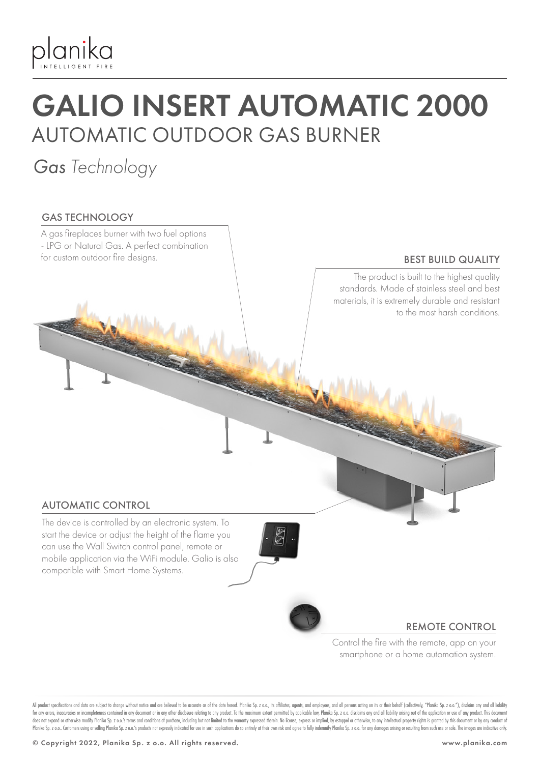planika
INTELLIGENT FIRE

# GALIO INSERT AUTOMATIC 2000

## AUTOMATIC OUTDOOR GAS BURNER

*Gas Technology*

### GAS TECHNOLOGY

A gas fireplaces burner with two fuel options - LPG or Natural Gas. A perfect combination for custom outdoor fire designs.

### BEST BUILD QUALITY

The product is built to the highest quality standards. Made of stainless steel and best materials, it is extremely durable and resistant to the most harsh conditions.

### AUTOMATIC CONTROL

The device is controlled by an electronic system. To start the device or adjust the height of the flame you can use the Wall Switch control panel, remote or mobile application via the WiFi module. Galio is also compatible with Smart Home Systems.

### REMOTE CONTROL

Control the fire with the remote, app on your smartphone or a home automation system.

All product specifications and data are subject to change without notice and are believed to be accurate as of the date hereof. Planika Sp. z o.o., its affiliates, agents, and employees, and all persons acting on its or their behalf (collectively, "Planika Sp. z o.o."), disclaim any and all liability for any errors, inaccuracies or incompleteness contained in any document or in any other disclosure relating to any product. To the maximum extent permitted by applicable law, Planika Sp. z o.o. disclaims any and all liability arising out of the application or use of any product. This document does not expand or otherwise modify Planika Sp. z o.o.'s terms and conditions of purchase, including but not limited to the warranty expressed therein. No license, express or implied, by estoppel or otherwise, to any intellectual property rights is granted by this document or by any conduct of Planika Sp. z o.o.. Customers using or selling Planika Sp. z o.o.'s products not expressly indicated for use in such applications do so entirely at their own risk and agree to fully indemnify Planika Sp. z o.o. for any damages arising or resulting from such use or sale. The images are indicative only.

© Copyright 2022, Planika Sp. z o.o. All rights reserved.

www.planika.com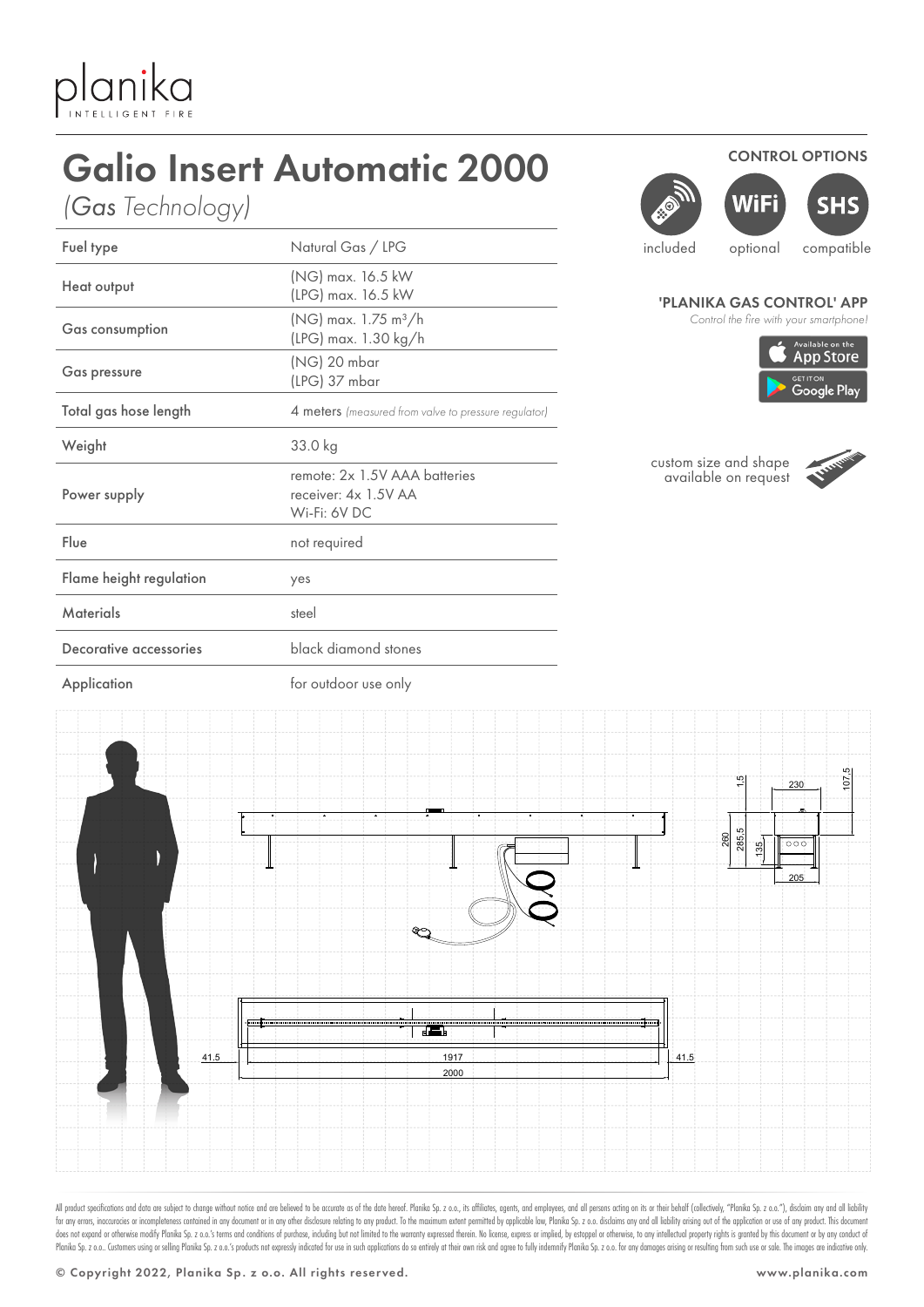planika
INTELLIGENT FIRE

# Galio Insert Automatic 2000

*(Gas Technology)*

| | |
|---|---|
| Fuel type | Natural Gas / LPG |
| Heat output | (NG) max. 16.5 kW<br>(LPG) max. 16.5 kW |
| Gas consumption | (NG) max. 1.75 m³/h<br>(LPG) max. 1.30 kg/h |
| Gas pressure | (NG) 20 mbar<br>(LPG) 37 mbar |
| Total gas hose length | 4 meters *(measured from valve to pressure regulator)* |
| Weight | 33.0 kg |
| Power supply | remote: 2x 1.5V AAA batteries<br>receiver: 4x 1.5V AA<br>Wi-Fi: 6V DC |
| Flue | not required |
| Flame height regulation | yes |
| Materials | steel |
| Decorative accessories | black diamond stones |
| Application | for outdoor use only |

## CONTROL OPTIONS

included — WiFi optional — SHS compatible

## 'PLANIKA GAS CONTROL' APP

*Control the fire with your smartphone!*

Available on the App Store — GET IT ON Google Play

custom size and shape available on request

1.5
230
107.5
260
285.5
135
205
41.5
1917
41.5
2000

All product specifications and data are subject to change without notice and are believed to be accurate as of the date hereof. Planika Sp. z o.o., its affiliates, agents, and employees, and all persons acting on its or their behalf (collectively, "Planika Sp. z o.o."), disclaim any and all liability for any errors, inaccuracies or incompleteness contained in any document or in any other disclosure relating to any product. To the maximum extent permitted by applicable law, Planika Sp. z o.o. disclaims any and all liability arising out of the application or use of any product. This document does not expand or otherwise modify Planika Sp. z o.o.'s terms and conditions of purchase, including but not limited to the warranty expressed therein. No license, express or implied, by estoppel or otherwise, to any intellectual property rights is granted by this document or by any conduct of Planika Sp. z o.o.. Customers using or selling Planika Sp. z o.o.'s products not expressly indicated for use in such applications do so entirely at their own risk and agree to fully indemnify Planika Sp. z o.o. for any damages arising or resulting from such use or sale. The images are indicative only.

© Copyright 2022, Planika Sp. z o.o. All rights reserved.

www.planika.com